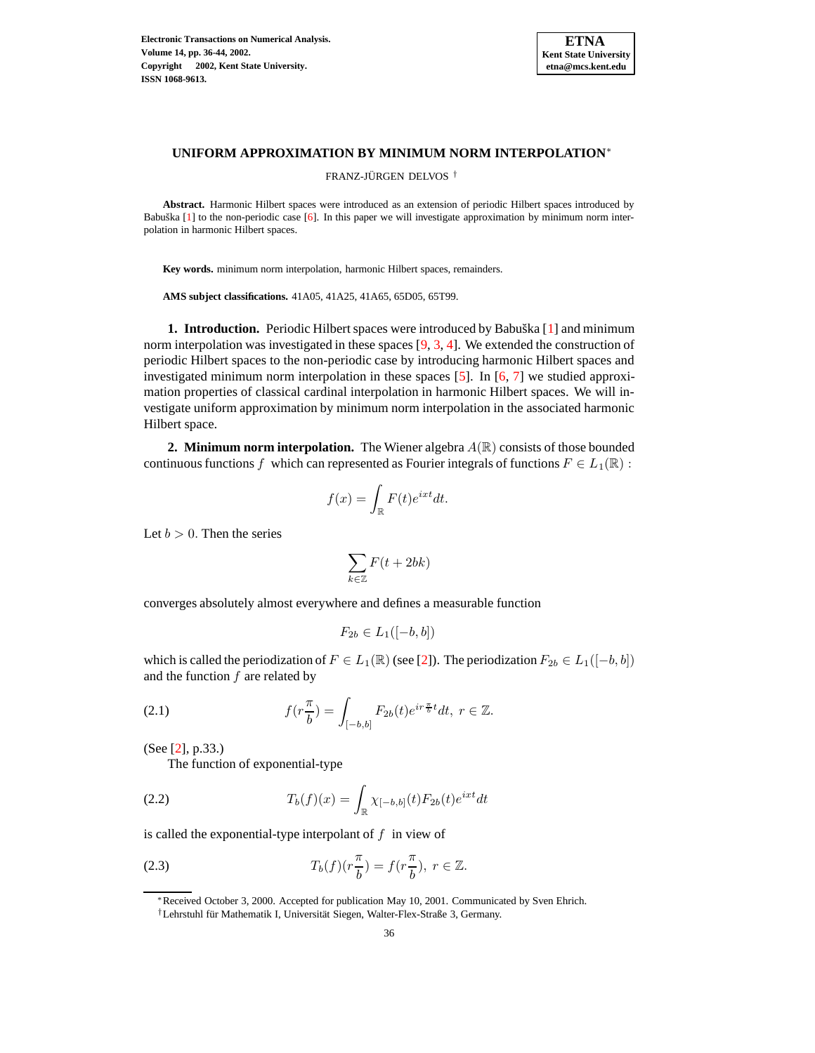# UNIFORM APPROXIMATION BY MINIMUM NORM INTERPOLATION*

FRANZ-JÜRGEN DELVOS †

**Abstract.** Harmonic Hilbert spaces were introduced as an extension of periodic Hilbert spaces introduced by Babuška [1] to the non-periodic case [6]. In this paper we will investigate approximation by minimum norm interpolation in harmonic Hilbert spaces.

**Key words.** minimum norm interpolation, harmonic Hilbert spaces, remainders.

**AMS subject classifications.** 41A05, 41A25, 41A65, 65D05, 65T99.

**1. Introduction.** Periodic Hilbert spaces were introduced by Babuška [1] and minimum norm interpolation was investigated in these spaces [9, 3, 4]. We extended the construction of periodic Hilbert spaces to the non-periodic case by introducing harmonic Hilbert spaces and investigated minimum norm interpolation in these spaces [5]. In [6, 7] we studied approximation properties of classical cardinal interpolation in harmonic Hilbert spaces. We will investigate uniform approximation by minimum norm interpolation in the associated harmonic Hilbert space.

**2. Minimum norm interpolation.** The Wiener algebra $A(\mathbb{R})$ consists of those bounded continuous functions $f$ which can represented as Fourier integrals of functions $F \in L_1(\mathbb{R})$ :

$$f(x) = \int_{\mathbb{R}} F(t)e^{ixt}dt.$$

Let $b > 0$. Then the series

$$\sum_{k \in \mathbb{Z}} F(t + 2bk)$$

converges absolutely almost everywhere and defines a measurable function

$$F_{2b} \in L_1([-b, b])$$

which is called the periodization of $F \in L_1(\mathbb{R})$ (see [2]). The periodization $F_{2b} \in L_1([-b, b])$ and the function $f$ are related by

$$f(r\frac{\pi}{b}) = \int_{[-b,b]} F_{2b}(t)e^{ir\frac{\pi}{b}t}dt, \ r \in \mathbb{Z}. \tag{2.1}$$

(See [2], p.33.)

The function of exponential-type

$$T_b(f)(x) = \int_{\mathbb{R}} \chi_{[-b,b]}(t)F_{2b}(t)e^{ixt}dt \tag{2.2}$$

is called the exponential-type interpolant of $f$ in view of

$$T_b(f)(r\frac{\pi}{b}) = f(r\frac{\pi}{b}), \ r \in \mathbb{Z}. \tag{2.3}$$

---

*Received October 3, 2000. Accepted for publication May 10, 2001. Communicated by Sven Ehrich.

†Lehrstuhl für Mathematik I, Universität Siegen, Walter-Flex-Straße 3, Germany.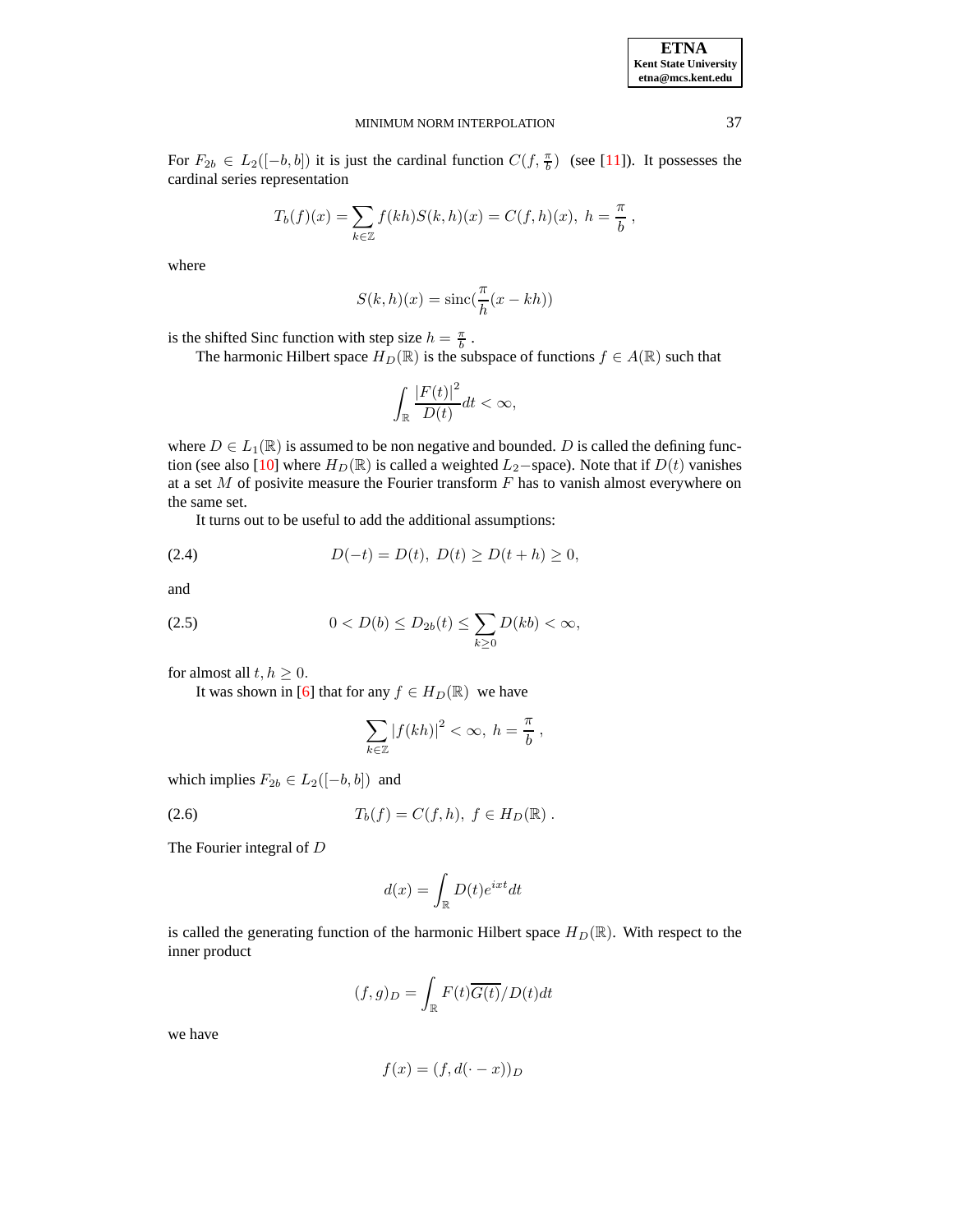For $F_{2b} \in L_2([-b, b])$ it is just the cardinal function $C(f, \frac{\pi}{b})$ (see [11]). It possesses the cardinal series representation

$$T_b(f)(x) = \sum_{k \in \mathbb{Z}} f(kh) S(k, h)(x) = C(f, h)(x), \; h = \frac{\pi}{b} \,,$$

where

$$S(k, h)(x) = \operatorname{sinc}(\frac{\pi}{h}(x - kh))$$

is the shifted Sinc function with step size $h = \frac{\pi}{b}$ .

The harmonic Hilbert space $H_D(\mathbb{R})$ is the subspace of functions $f \in A(\mathbb{R})$ such that

$$\int_{\mathbb{R}} \frac{|F(t)|^2}{D(t)} dt < \infty,$$

where $D \in L_1(\mathbb{R})$ is assumed to be non negative and bounded. $D$ is called the defining function (see also [10] where $H_D(\mathbb{R})$ is called a weighted $L_2-$space). Note that if $D(t)$ vanishes at a set $M$ of posivite measure the Fourier transform $F$ has to vanish almost everywhere on the same set.

It turns out to be useful to add the additional assumptions:

$$D(-t) = D(t), \; D(t) \geq D(t + h) \geq 0, \tag{2.4}$$

and

$$0 < D(b) \leq D_{2b}(t) \leq \sum_{k \geq 0} D(kb) < \infty, \tag{2.5}$$

for almost all $t, h \geq 0$.

It was shown in [6] that for any $f \in H_D(\mathbb{R})$ we have

$$\sum_{k \in \mathbb{Z}} |f(kh)|^2 < \infty, \; h = \frac{\pi}{b} \,,$$

which implies $F_{2b} \in L_2([-b, b])$ and

$$T_b(f) = C(f, h), \; f \in H_D(\mathbb{R}) \,. \tag{2.6}$$

The Fourier integral of $D$

$$d(x) = \int_{\mathbb{R}} D(t) e^{ixt} dt$$

is called the generating function of the harmonic Hilbert space $H_D(\mathbb{R})$. With respect to the inner product

$$(f, g)_D = \int_{\mathbb{R}} F(t) \overline{G(t)} / D(t) dt$$

we have

$$f(x) = (f, d(\cdot - x))_D$$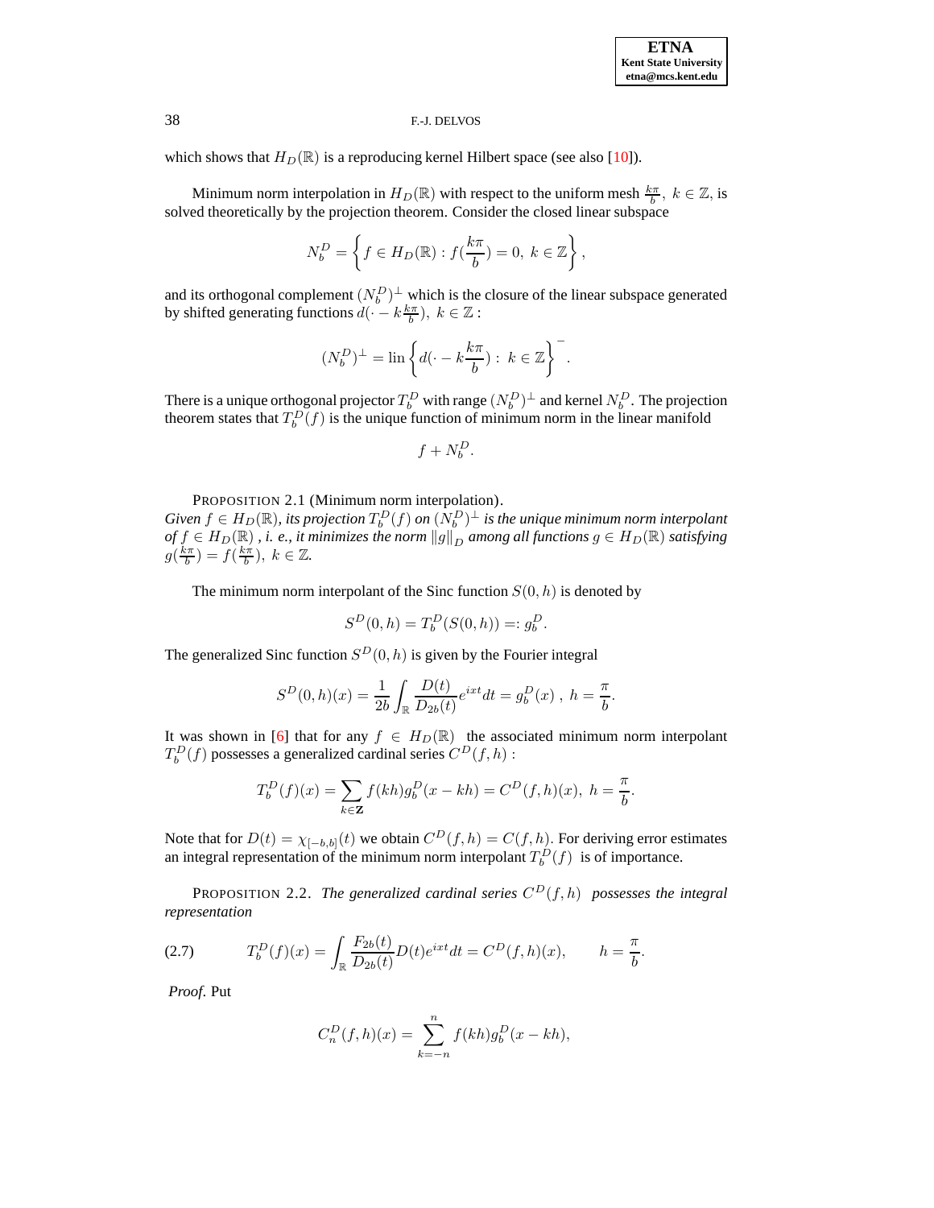which shows that $H_D(\mathbb{R})$ is a reproducing kernel Hilbert space (see also [10]).

Minimum norm interpolation in $H_D(\mathbb{R})$ with respect to the uniform mesh $\frac{k\pi}{b},\ k \in \mathbb{Z}$, is solved theoretically by the projection theorem. Consider the closed linear subspace

$$N_b^D = \left\{ f \in H_D(\mathbb{R}) : f(\frac{k\pi}{b}) = 0,\ k \in \mathbb{Z} \right\},$$

and its orthogonal complement $(N_b^D)^\perp$ which is the closure of the linear subspace generated by shifted generating functions $d(\cdot - k\frac{k\pi}{b}),\ k \in \mathbb{Z}$ :

$$(N_b^D)^\perp = \operatorname{lin} \left\{ d(\cdot - k\frac{k\pi}{b}) :\ k \in \mathbb{Z} \right\}^{-}.$$

There is a unique orthogonal projector $T_b^D$ with range $(N_b^D)^\perp$ and kernel $N_b^D$. The projection theorem states that $T_b^D(f)$ is the unique function of minimum norm in the linear manifold

$$f + N_b^D.$$

PROPOSITION 2.1 (Minimum norm interpolation).
*Given $f \in H_D(\mathbb{R})$, its projection $T_b^D(f)$ on $(N_b^D)^\perp$ is the unique minimum norm interpolant of $f \in H_D(\mathbb{R})$ , i. e., it minimizes the norm $\|g\|_D$ among all functions $g \in H_D(\mathbb{R})$ satisfying $g(\frac{k\pi}{b}) = f(\frac{k\pi}{b}),\ k \in \mathbb{Z}$.*

The minimum norm interpolant of the Sinc function $S(0, h)$ is denoted by

$$S^D(0, h) = T_b^D(S(0, h)) =: g_b^D.$$

The generalized Sinc function $S^D(0, h)$ is given by the Fourier integral

$$S^D(0, h)(x) = \frac{1}{2b} \int_{\mathbb{R}} \frac{D(t)}{D_{2b}(t)} e^{ixt} dt = g_b^D(x)\ ,\ h = \frac{\pi}{b}.$$

It was shown in [6] that for any $f \in H_D(\mathbb{R})$ the associated minimum norm interpolant $T_b^D(f)$ possesses a generalized cardinal series $C^D(f, h)$ :

$$T_b^D(f)(x) = \sum_{k \in \mathbf{Z}} f(kh) g_b^D(x - kh) = C^D(f, h)(x),\ h = \frac{\pi}{b}.$$

Note that for $D(t) = \chi_{[-b,b]}(t)$ we obtain $C^D(f, h) = C(f, h)$. For deriving error estimates an integral representation of the minimum norm interpolant $T_b^D(f)$ is of importance.

PROPOSITION 2.2. *The generalized cardinal series $C^D(f, h)$ possesses the integral representation*

$$T_b^D(f)(x) = \int_{\mathbb{R}} \frac{F_{2b}(t)}{D_{2b}(t)} D(t) e^{ixt} dt = C^D(f, h)(x), \qquad h = \frac{\pi}{b}. \tag{2.7}$$

*Proof.* Put

$$C_n^D(f, h)(x) = \sum_{k=-n}^{n} f(kh) g_b^D(x - kh),$$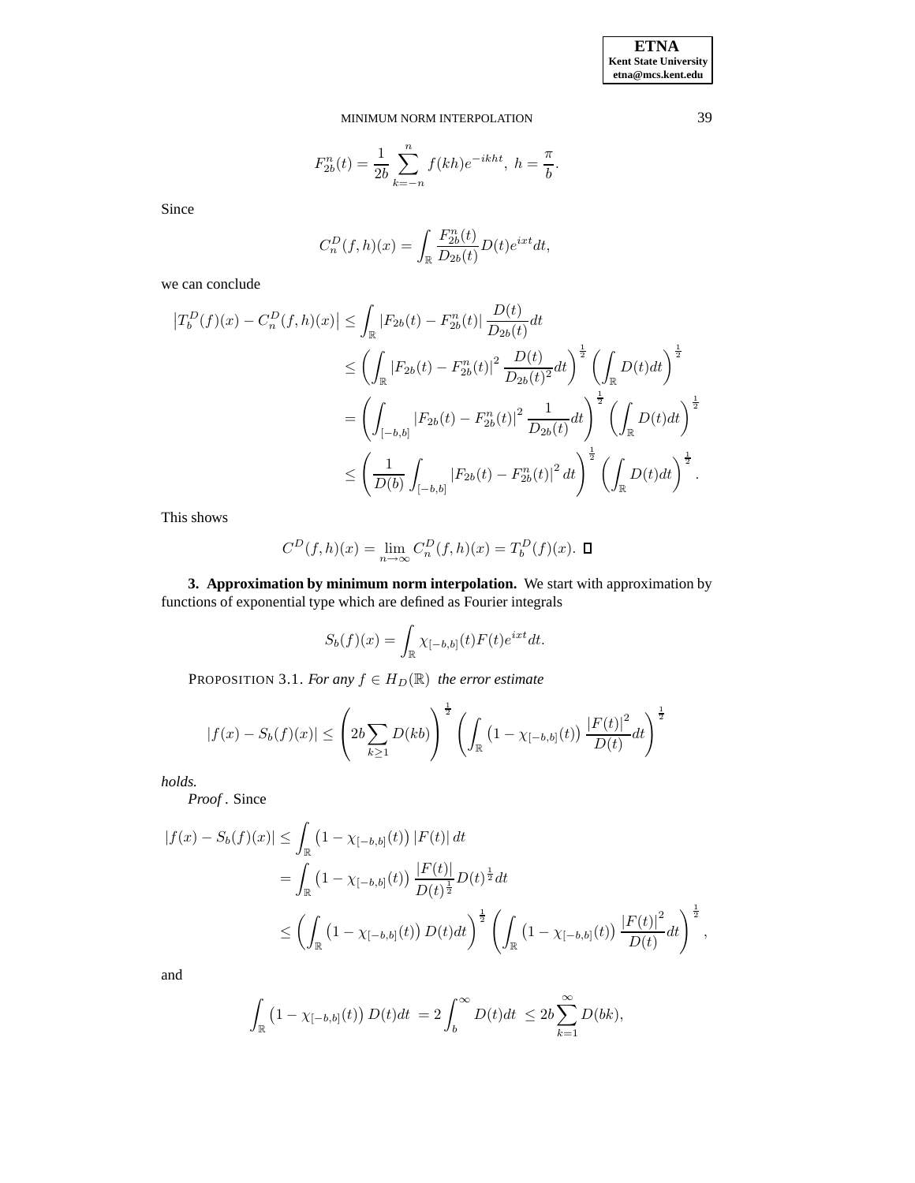$$F_{2b}^n(t) = \frac{1}{2b} \sum_{k=-n}^{n} f(kh) e^{-ikht},\ h = \frac{\pi}{b}.$$

Since

$$C_n^D(f,h)(x) = \int_{\mathbb{R}} \frac{F_{2b}^n(t)}{D_{2b}(t)} D(t) e^{ixt} dt,$$

we can conclude

$$\begin{aligned}
\left|T_b^D(f)(x) - C_n^D(f,h)(x)\right| &\leq \int_{\mathbb{R}} \left|F_{2b}(t) - F_{2b}^n(t)\right| \frac{D(t)}{D_{2b}(t)} dt \\
&\leq \left( \int_{\mathbb{R}} \left|F_{2b}(t) - F_{2b}^n(t)\right|^2 \frac{D(t)}{D_{2b}(t)^2} dt \right)^{\frac{1}{2}} \left( \int_{\mathbb{R}} D(t) dt \right)^{\frac{1}{2}} \\
&= \left( \int_{[-b,b]} \left|F_{2b}(t) - F_{2b}^n(t)\right|^2 \frac{1}{D_{2b}(t)} dt \right)^{\frac{1}{2}} \left( \int_{\mathbb{R}} D(t) dt \right)^{\frac{1}{2}} \\
&\leq \left( \frac{1}{D(b)} \int_{[-b,b]} \left|F_{2b}(t) - F_{2b}^n(t)\right|^2 dt \right)^{\frac{1}{2}} \left( \int_{\mathbb{R}} D(t) dt \right)^{\frac{1}{2}}.
\end{aligned}$$

This shows

$$C^D(f,h)(x) = \lim_{n \to \infty} C_n^D(f,h)(x) = T_b^D(f)(x). \ \square$$

**3. Approximation by minimum norm interpolation.** We start with approximation by functions of exponential type which are defined as Fourier integrals

$$S_b(f)(x) = \int_{\mathbb{R}} \chi_{[-b,b]}(t) F(t) e^{ixt} dt.$$

PROPOSITION 3.1. *For any $f \in H_D(\mathbb{R})$ the error estimate*

$$|f(x) - S_b(f)(x)| \leq \left( 2b \sum_{k \geq 1} D(kb) \right)^{\frac{1}{2}} \left( \int_{\mathbb{R}} \left(1 - \chi_{[-b,b]}(t)\right) \frac{|F(t)|^2}{D(t)} dt \right)^{\frac{1}{2}}$$

*holds.*

*Proof* . Since

$$\begin{aligned}
|f(x) - S_b(f)(x)| &\leq \int_{\mathbb{R}} \left(1 - \chi_{[-b,b]}(t)\right) |F(t)| \, dt \\
&= \int_{\mathbb{R}} \left(1 - \chi_{[-b,b]}(t)\right) \frac{|F(t)|}{D(t)^{\frac{1}{2}}} D(t)^{\frac{1}{2}} dt \\
&\leq \left( \int_{\mathbb{R}} \left(1 - \chi_{[-b,b]}(t)\right) D(t) dt \right)^{\frac{1}{2}} \left( \int_{\mathbb{R}} \left(1 - \chi_{[-b,b]}(t)\right) \frac{|F(t)|^2}{D(t)} dt \right)^{\frac{1}{2}},
\end{aligned}$$

and

$$\int_{\mathbb{R}} \left(1 - \chi_{[-b,b]}(t)\right) D(t) dt \ = 2 \int_b^{\infty} D(t) dt \ \leq 2b \sum_{k=1}^{\infty} D(bk),$$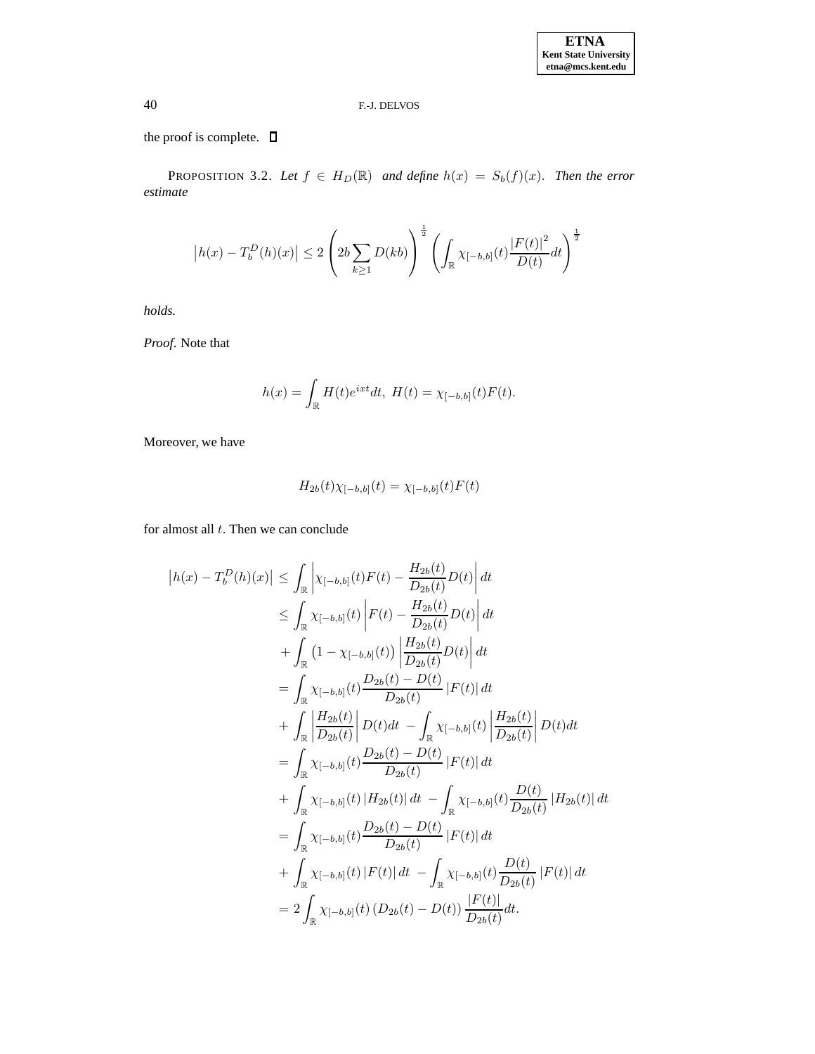the proof is complete. $\square$

PROPOSITION 3.2. *Let $f \in H_D(\mathbb{R})$ and define $h(x) = S_b(f)(x)$. Then the error estimate*

$$\left|h(x) - T_b^D(h)(x)\right| \leq 2\left(2b\sum_{k\geq 1} D(kb)\right)^{\frac{1}{2}} \left(\int_{\mathbb{R}} \chi_{[-b,b]}(t)\frac{|F(t)|^2}{D(t)}dt\right)^{\frac{1}{2}}$$

*holds.*

*Proof.* Note that

$$h(x) = \int_{\mathbb{R}} H(t)e^{ixt}dt,\ H(t) = \chi_{[-b,b]}(t)F(t).$$

Moreover, we have

$$H_{2b}(t)\chi_{[-b,b]}(t) = \chi_{[-b,b]}(t)F(t)$$

for almost all $t$. Then we can conclude

$$\begin{aligned}
\left|h(x) - T_b^D(h)(x)\right| &\leq \int_{\mathbb{R}} \left|\chi_{[-b,b]}(t)F(t) - \frac{H_{2b}(t)}{D_{2b}(t)}D(t)\right| dt \\
&\leq \int_{\mathbb{R}} \chi_{[-b,b]}(t)\left|F(t) - \frac{H_{2b}(t)}{D_{2b}(t)}D(t)\right| dt \\
&\quad + \int_{\mathbb{R}} \left(1 - \chi_{[-b,b]}(t)\right)\left|\frac{H_{2b}(t)}{D_{2b}(t)}D(t)\right| dt \\
&= \int_{\mathbb{R}} \chi_{[-b,b]}(t)\frac{D_{2b}(t) - D(t)}{D_{2b}(t)}\left|F(t)\right| dt \\
&\quad + \int_{\mathbb{R}} \left|\frac{H_{2b}(t)}{D_{2b}(t)}\right| D(t)dt\ - \int_{\mathbb{R}} \chi_{[-b,b]}(t)\left|\frac{H_{2b}(t)}{D_{2b}(t)}\right| D(t)dt \\
&= \int_{\mathbb{R}} \chi_{[-b,b]}(t)\frac{D_{2b}(t) - D(t)}{D_{2b}(t)}\left|F(t)\right| dt \\
&\quad + \int_{\mathbb{R}} \chi_{[-b,b]}(t)\left|H_{2b}(t)\right| dt\ - \int_{\mathbb{R}} \chi_{[-b,b]}(t)\frac{D(t)}{D_{2b}(t)}\left|H_{2b}(t)\right| dt \\
&= \int_{\mathbb{R}} \chi_{[-b,b]}(t)\frac{D_{2b}(t) - D(t)}{D_{2b}(t)}\left|F(t)\right| dt \\
&\quad + \int_{\mathbb{R}} \chi_{[-b,b]}(t)\left|F(t)\right| dt\ - \int_{\mathbb{R}} \chi_{[-b,b]}(t)\frac{D(t)}{D_{2b}(t)}\left|F(t)\right| dt \\
&= 2\int_{\mathbb{R}} \chi_{[-b,b]}(t)\left(D_{2b}(t) - D(t)\right)\frac{|F(t)|}{D_{2b}(t)}dt.
\end{aligned}$$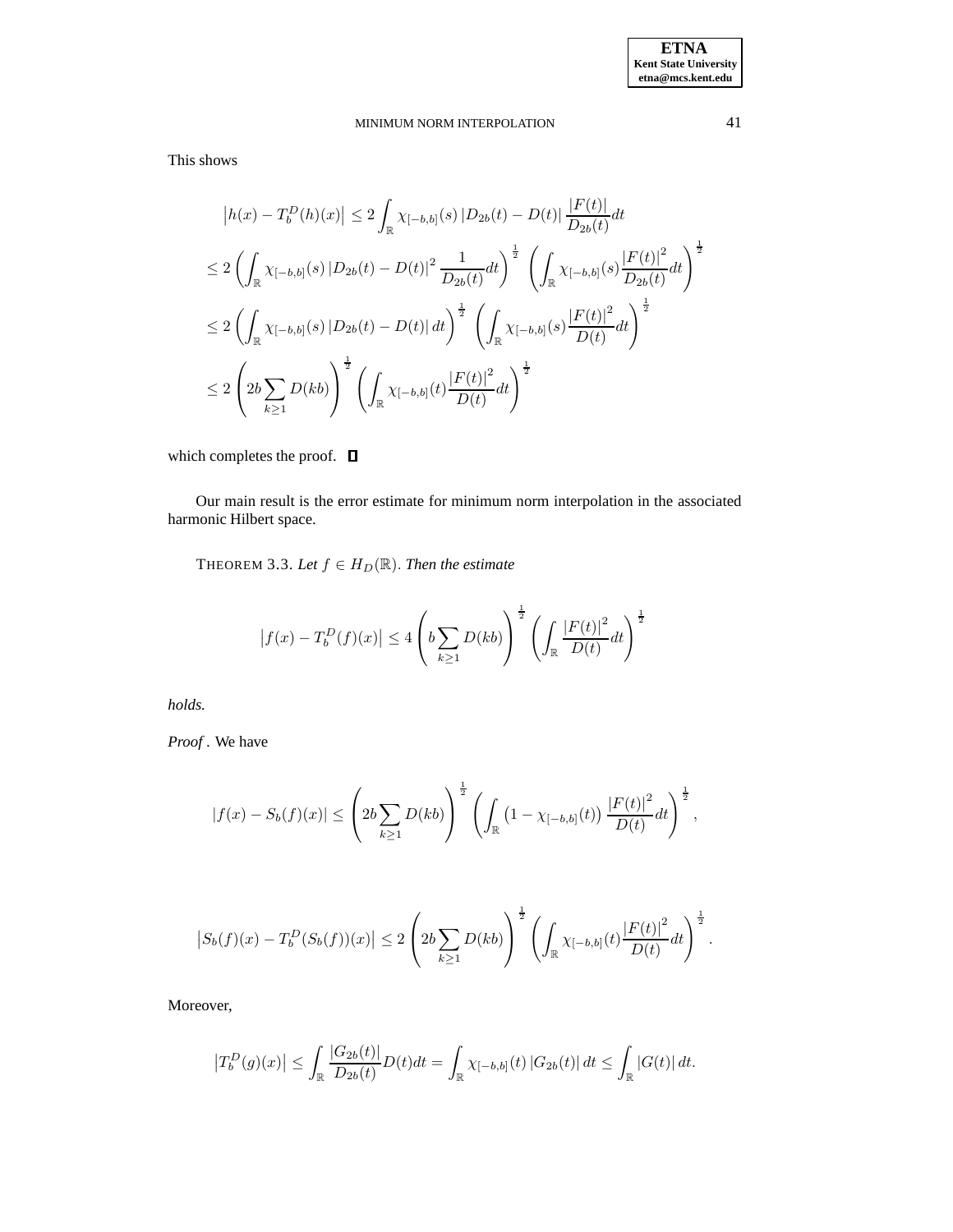This shows

$$
\begin{aligned}
&\left|h(x) - T_b^D(h)(x)\right| \leq 2 \int_{\mathbb{R}} \chi_{[-b,b]}(s) \left|D_{2b}(t) - D(t)\right| \frac{|F(t)|}{D_{2b}(t)} dt \\
&\leq 2 \left( \int_{\mathbb{R}} \chi_{[-b,b]}(s) \left|D_{2b}(t) - D(t)\right|^2 \frac{1}{D_{2b}(t)} dt \right)^{\frac{1}{2}} \left( \int_{\mathbb{R}} \chi_{[-b,b]}(s) \frac{|F(t)|^2}{D_{2b}(t)} dt \right)^{\frac{1}{2}} \\
&\leq 2 \left( \int_{\mathbb{R}} \chi_{[-b,b]}(s) \left|D_{2b}(t) - D(t)\right| dt \right)^{\frac{1}{2}} \left( \int_{\mathbb{R}} \chi_{[-b,b]}(s) \frac{|F(t)|^2}{D(t)} dt \right)^{\frac{1}{2}} \\
&\leq 2 \left( 2b \sum_{k \geq 1} D(kb) \right)^{\frac{1}{2}} \left( \int_{\mathbb{R}} \chi_{[-b,b]}(t) \frac{|F(t)|^2}{D(t)} dt \right)^{\frac{1}{2}}
\end{aligned}
$$

which completes the proof. ∎

Our main result is the error estimate for minimum norm interpolation in the associated harmonic Hilbert space.

THEOREM 3.3. *Let $f \in H_D(\mathbb{R})$. Then the estimate*

$$
\left|f(x) - T_b^D(f)(x)\right| \leq 4 \left( b \sum_{k \geq 1} D(kb) \right)^{\frac{1}{2}} \left( \int_{\mathbb{R}} \frac{|F(t)|^2}{D(t)} dt \right)^{\frac{1}{2}}
$$

*holds.*

*Proof* . We have

$$
|f(x) - S_b(f)(x)| \leq \left( 2b \sum_{k \geq 1} D(kb) \right)^{\frac{1}{2}} \left( \int_{\mathbb{R}} \left(1 - \chi_{[-b,b]}(t)\right) \frac{|F(t)|^2}{D(t)} dt \right)^{\frac{1}{2}},
$$

$$
\left|S_b(f)(x) - T_b^D(S_b(f))(x)\right| \leq 2 \left( 2b \sum_{k \geq 1} D(kb) \right)^{\frac{1}{2}} \left( \int_{\mathbb{R}} \chi_{[-b,b]}(t) \frac{|F(t)|^2}{D(t)} dt \right)^{\frac{1}{2}}.
$$

Moreover,

$$
\left|T_b^D(g)(x)\right| \leq \int_{\mathbb{R}} \frac{|G_{2b}(t)|}{D_{2b}(t)} D(t) dt = \int_{\mathbb{R}} \chi_{[-b,b]}(t) \left|G_{2b}(t)\right| dt \leq \int_{\mathbb{R}} |G(t)| \, dt.
$$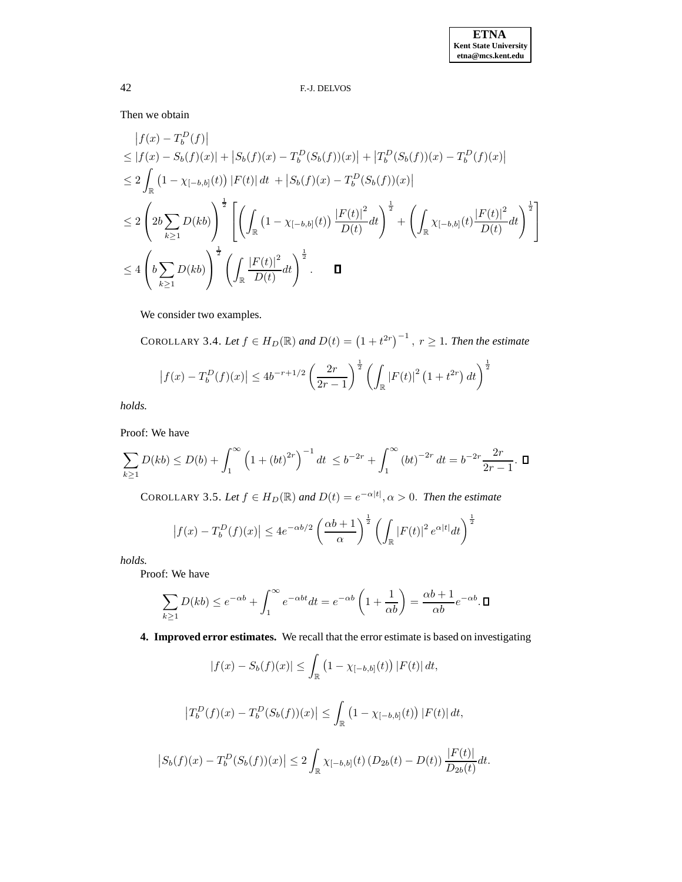Then we obtain

$$
\begin{aligned}
&\left|f(x)-T_b^D(f)\right| \\
&\leq |f(x)-S_b(f)(x)| + \left|S_b(f)(x)-T_b^D(S_b(f))(x)\right| + \left|T_b^D(S_b(f))(x)-T_b^D(f)(x)\right| \\
&\leq 2\int_{\mathbb{R}} \left(1-\chi_{[-b,b]}(t)\right)|F(t)|\,dt\; + \left|S_b(f)(x)-T_b^D(S_b(f))(x)\right| \\
&\leq 2\left(2b\sum_{k\geq 1} D(kb)\right)^{\frac{1}{2}} \left[\left(\int_{\mathbb{R}} \left(1-\chi_{[-b,b]}(t)\right)\frac{|F(t)|^2}{D(t)}dt\right)^{\frac{1}{2}} + \left(\int_{\mathbb{R}} \chi_{[-b,b]}(t)\frac{|F(t)|^2}{D(t)}dt\right)^{\frac{1}{2}}\right] \\
&\leq 4\left(b\sum_{k\geq 1} D(kb)\right)^{\frac{1}{2}} \left(\int_{\mathbb{R}} \frac{|F(t)|^2}{D(t)}dt\right)^{\frac{1}{2}}. \qquad \square
\end{aligned}
$$

We consider two examples.

COROLLARY 3.4. *Let $f \in H_D(\mathbb{R})$ and $D(t) = \left(1+t^{2r}\right)^{-1},\ r \geq 1$. Then the estimate*

$$
\left|f(x)-T_b^D(f)(x)\right| \leq 4b^{-r+1/2}\left(\frac{2r}{2r-1}\right)^{\frac{1}{2}} \left(\int_{\mathbb{R}} |F(t)|^2\left(1+t^{2r}\right)dt\right)^{\frac{1}{2}}
$$

*holds.*

Proof: We have

$$
\sum_{k\geq 1} D(kb) \leq D(b) + \int_1^\infty \left(1+(bt)^{2r}\right)^{-1}dt\ \leq b^{-2r} + \int_1^\infty (bt)^{-2r}\,dt = b^{-2r}\frac{2r}{2r-1}. \;\square
$$

COROLLARY 3.5. *Let $f \in H_D(\mathbb{R})$ and $D(t) = e^{-\alpha|t|}, \alpha > 0$. Then the estimate*

$$
\left|f(x)-T_b^D(f)(x)\right| \leq 4e^{-\alpha b/2}\left(\frac{\alpha b+1}{\alpha}\right)^{\frac{1}{2}} \left(\int_{\mathbb{R}} |F(t)|^2 e^{\alpha|t|}dt\right)^{\frac{1}{2}}
$$

*holds.*

Proof: We have

$$
\sum_{k\geq 1} D(kb) \leq e^{-\alpha b} + \int_1^\infty e^{-\alpha bt}dt = e^{-\alpha b}\left(1+\frac{1}{\alpha b}\right) = \frac{\alpha b+1}{\alpha b}e^{-\alpha b}. \;\square
$$

**4. Improved error estimates.** We recall that the error estimate is based on investigating

$$
|f(x)-S_b(f)(x)| \leq \int_{\mathbb{R}} \left(1-\chi_{[-b,b]}(t)\right)|F(t)|\,dt,
$$

$$
\left|T_b^D(f)(x)-T_b^D(S_b(f))(x)\right| \leq \int_{\mathbb{R}} \left(1-\chi_{[-b,b]}(t)\right)|F(t)|\,dt,
$$

$$
\left|S_b(f)(x)-T_b^D(S_b(f))(x)\right| \leq 2\int_{\mathbb{R}} \chi_{[-b,b]}(t)\left(D_{2b}(t)-D(t)\right)\frac{|F(t)|}{D_{2b}(t)}dt.
$$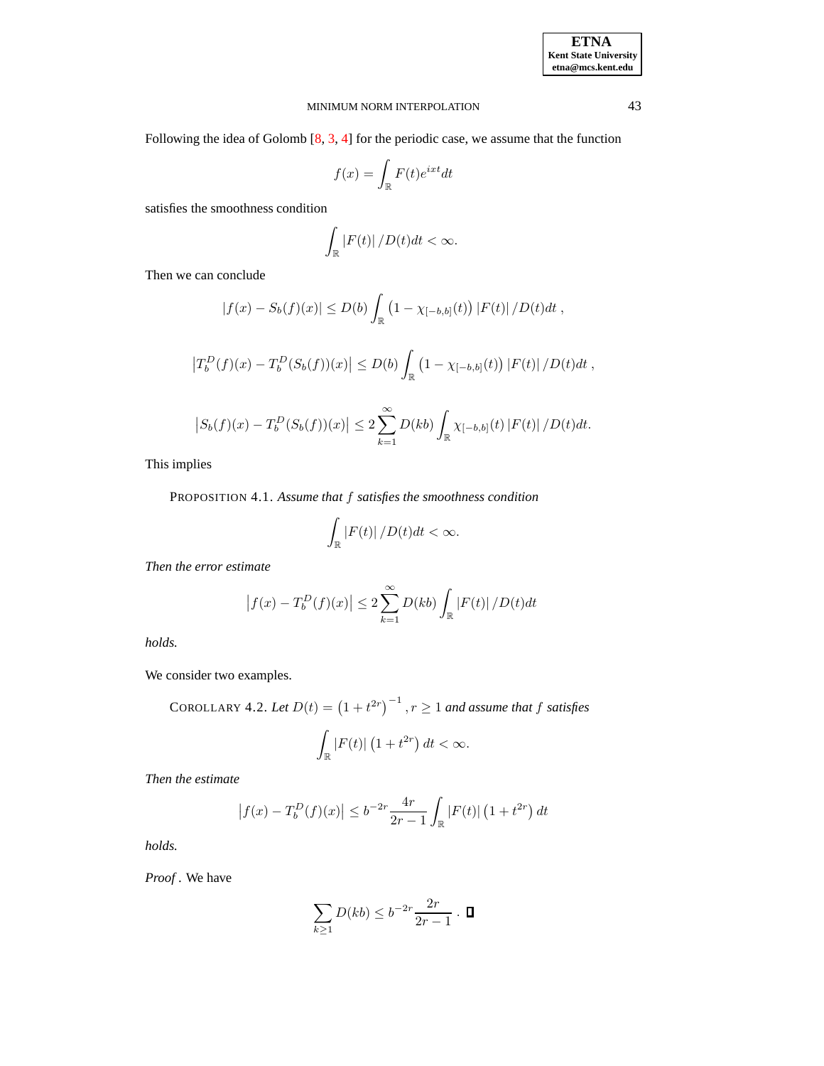Following the idea of Golomb [8, 3, 4] for the periodic case, we assume that the function

$$f(x) = \int_{\mathbb{R}} F(t) e^{ixt} dt$$

satisfies the smoothness condition

$$\int_{\mathbb{R}} |F(t)| / D(t) dt < \infty.$$

Then we can conclude

$$|f(x) - S_b(f)(x)| \leq D(b) \int_{\mathbb{R}} \left(1 - \chi_{[-b,b]}(t)\right) |F(t)| / D(t) dt \; ,$$

$$\left|T_b^D(f)(x) - T_b^D(S_b(f))(x)\right| \leq D(b) \int_{\mathbb{R}} \left(1 - \chi_{[-b,b]}(t)\right) |F(t)| / D(t) dt \; ,$$

$$\left|S_b(f)(x) - T_b^D(S_b(f))(x)\right| \leq 2 \sum_{k=1}^{\infty} D(kb) \int_{\mathbb{R}} \chi_{[-b,b]}(t) \, |F(t)| / D(t) dt.$$

This implies

PROPOSITION 4.1. *Assume that $f$ satisfies the smoothness condition*

$$\int_{\mathbb{R}} |F(t)| / D(t) dt < \infty.$$

*Then the error estimate*

$$\left|f(x) - T_b^D(f)(x)\right| \leq 2 \sum_{k=1}^{\infty} D(kb) \int_{\mathbb{R}} |F(t)| / D(t) dt$$

*holds.*

We consider two examples.

COROLLARY 4.2. *Let $D(t) = \left(1 + t^{2r}\right)^{-1}, r \geq 1$ and assume that $f$ satisfies*

$$\int_{\mathbb{R}} |F(t)| \left(1 + t^{2r}\right) dt < \infty.$$

*Then the estimate*

$$\left|f(x) - T_b^D(f)(x)\right| \leq b^{-2r} \frac{4r}{2r-1} \int_{\mathbb{R}} |F(t)| \left(1 + t^{2r}\right) dt$$

*holds.*

*Proof*. We have

$$\sum_{k \geq 1} D(kb) \leq b^{-2r} \frac{2r}{2r-1} \; . \; \square$$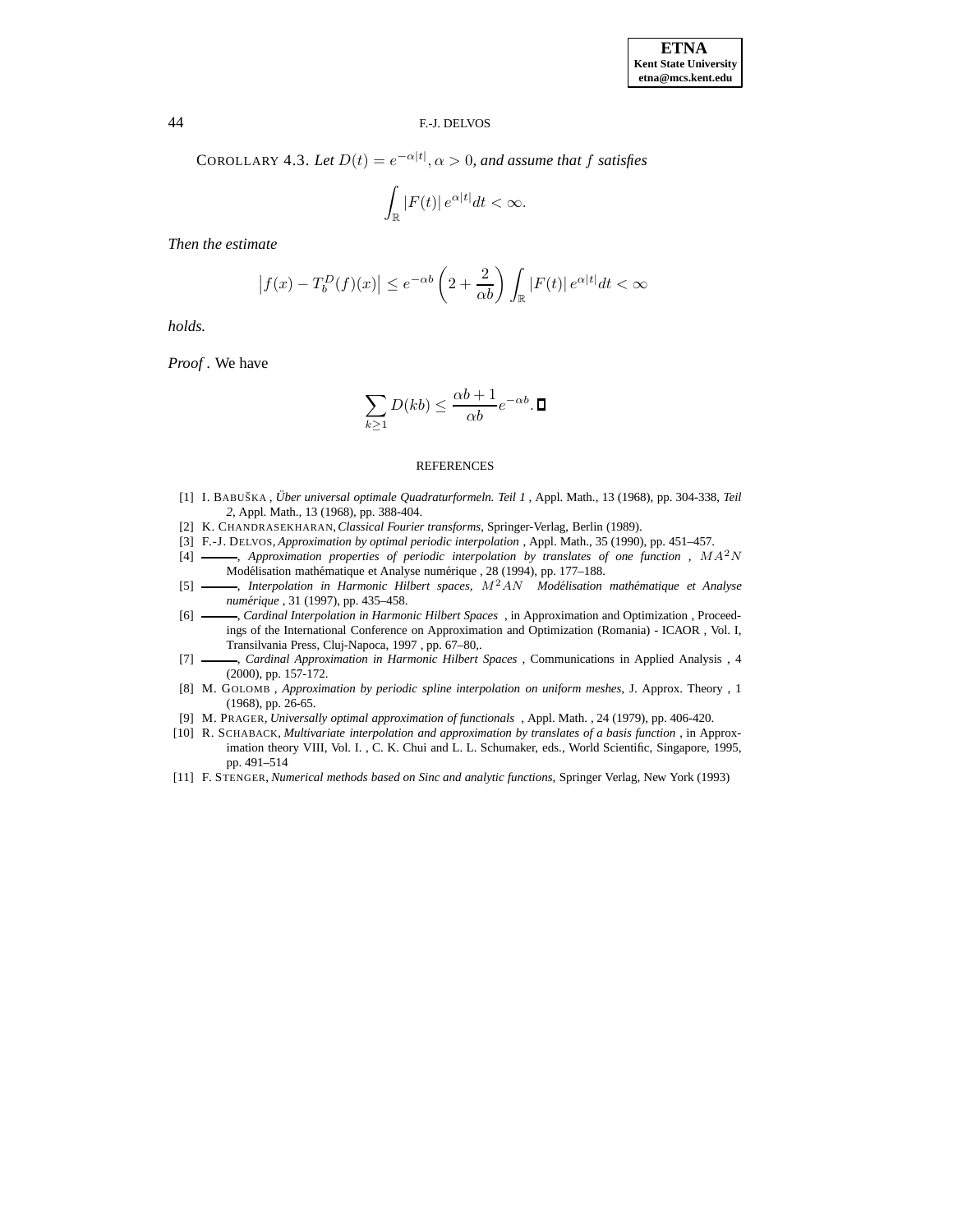COROLLARY 4.3. *Let $D(t) = e^{-\alpha|t|}, \alpha > 0$, and assume that $f$ satisfies*

$$\int_{\mathbb{R}} |F(t)| \, e^{\alpha|t|} dt < \infty.$$

*Then the estimate*

$$\left| f(x) - T_b^D(f)(x) \right| \leq e^{-\alpha b} \left( 2 + \frac{2}{\alpha b} \right) \int_{\mathbb{R}} |F(t)| \, e^{\alpha|t|} dt < \infty$$

*holds.*

*Proof* . We have

$$\sum_{k \geq 1} D(kb) \leq \frac{\alpha b + 1}{\alpha b} e^{-\alpha b}. \; \square$$

## REFERENCES

[1] I. BABUŠKA , *Über universal optimale Quadraturformeln. Teil 1* , Appl. Math., 13 (1968), pp. 304-338, *Teil 2*, Appl. Math., 13 (1968), pp. 388-404.

[2] K. CHANDRASEKHARAN, *Classical Fourier transforms*, Springer-Verlag, Berlin (1989).

[3] F.-J. DELVOS, *Approximation by optimal periodic interpolation* , Appl. Math., 35 (1990), pp. 451–457.

[4] ———, *Approximation properties of periodic interpolation by translates of one function* , $MA^2N$ Modélisation mathématique et Analyse numérique , 28 (1994), pp. 177–188.

[5] ———, *Interpolation in Harmonic Hilbert spaces*, $M^2AN$ *Modélisation mathématique et Analyse numérique* , 31 (1997), pp. 435–458.

[6] ———, *Cardinal Interpolation in Harmonic Hilbert Spaces* , in Approximation and Optimization , Proceedings of the International Conference on Approximation and Optimization (Romania) - ICAOR , Vol. I, Transilvania Press, Cluj-Napoca, 1997 , pp. 67–80,.

[7] ———, *Cardinal Approximation in Harmonic Hilbert Spaces* , Communications in Applied Analysis , 4 (2000), pp. 157-172.

[8] M. GOLOMB , *Approximation by periodic spline interpolation on uniform meshes*, J. Approx. Theory , 1 (1968), pp. 26-65.

[9] M. PRAGER, *Universally optimal approximation of functionals* , Appl. Math. , 24 (1979), pp. 406-420.

[10] R. SCHABACK, *Multivariate interpolation and approximation by translates of a basis function* , in Approximation theory VIII, Vol. I. , C. K. Chui and L. L. Schumaker, eds., World Scientific, Singapore, 1995, pp. 491–514

[11] F. STENGER, *Numerical methods based on Sinc and analytic functions*, Springer Verlag, New York (1993)